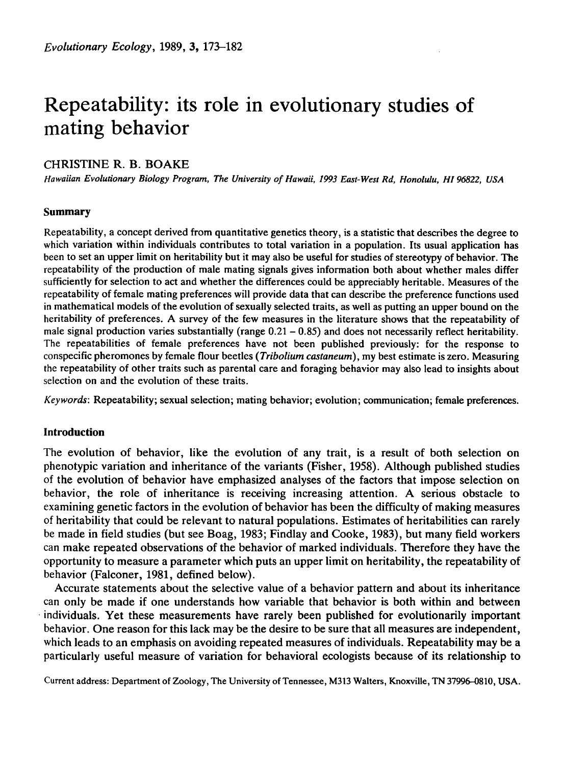# Repeatability: its role in evolutionary studies of mating behavior

CHRISTINE R. B. BOAKE

*Hawaiian Evolutionary Biology Program, The University of Hawaii, 1993 East-West Rd, Honolulu, HI 96822, USA*

## Summary

Repeatability, a concept derived from quantitative genetics theory, is a statistic that describes the degree to which variation within individuals contributes to total variation in a population. Its usual application has been to set an upper limit on heritability but it may also be useful for studies of stereotypy of behavior. The repeatability of the production of male mating signals gives information both about whether males differ sufficiently for selection to act and whether the differences could be appreciably heritable. Measures of the repeatability of female mating preferences will provide data that can describe the preference functions used in mathematical models of the evolution of sexually selected traits, as well as putting an upper bound on the heritability of preferences. A survey of the few measures in the literature shows that the repeatability of male signal production varies substantially (range 0.21 – 0.85) and does not necessarily reflect heritability. The repeatabilities of female preferences have not been published previously: for the response to conspecific pheromones by female flour beetles (*Tribolium castaneum*), my best estimate is zero. Measuring the repeatability of other traits such as parental care and foraging behavior may also lead to insights about selection on and the evolution of these traits.

*Keywords*: Repeatability; sexual selection; mating behavior; evolution; communication; female preferences.

## Introduction

The evolution of behavior, like the evolution of any trait, is a result of both selection on phenotypic variation and inheritance of the variants (Fisher, 1958). Although published studies of the evolution of behavior have emphasized analyses of the factors that impose selection on behavior, the role of inheritance is receiving increasing attention. A serious obstacle to examining genetic factors in the evolution of behavior has been the difficulty of making measures of heritability that could be relevant to natural populations. Estimates of heritabilities can rarely be made in field studies (but see Boag, 1983; Findlay and Cooke, 1983), but many field workers can make repeated observations of the behavior of marked individuals. Therefore they have the opportunity to measure a parameter which puts an upper limit on heritability, the repeatability of behavior (Falconer, 1981, defined below).

Accurate statements about the selective value of a behavior pattern and about its inheritance can only be made if one understands how variable that behavior is both within and between individuals. Yet these measurements have rarely been published for evolutionarily important behavior. One reason for this lack may be the desire to be sure that all measures are independent, which leads to an emphasis on avoiding repeated measures of individuals. Repeatability may be a particularly useful measure of variation for behavioral ecologists because of its relationship to

Current address: Department of Zoology, The University of Tennessee, M313 Walters, Knoxville, TN 37996–0810, USA.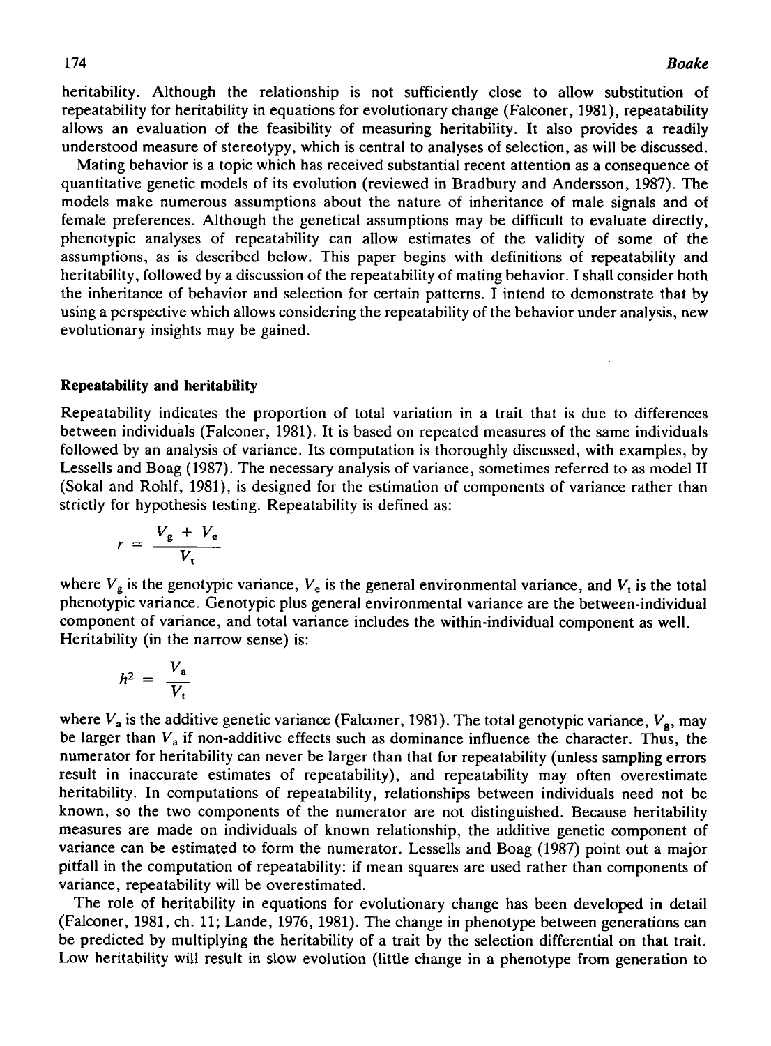heritability. Although the relationship is not sufficiently close to allow substitution of repeatability for heritability in equations for evolutionary change (Falconer, 1981), repeatability allows an evaluation of the feasibility of measuring heritability. It also provides a readily understood measure of stereotypy, which is central to analyses of selection, as will be discussed.

Mating behavior is a topic which has received substantial recent attention as a consequence of quantitative genetic models of its evolution (reviewed in Bradbury and Andersson, 1987). The models make numerous assumptions about the nature of inheritance of male signals and of female preferences. Although the genetical assumptions may be difficult to evaluate directly, phenotypic analyses of repeatability can allow estimates of the validity of some of the assumptions, as is described below. This paper begins with definitions of repeatability and heritability, followed by a discussion of the repeatability of mating behavior. I shall consider both the inheritance of behavior and selection for certain patterns. I intend to demonstrate that by using a perspective which allows considering the repeatability of the behavior under analysis, new evolutionary insights may be gained.

## Repeatability and heritability

Repeatability indicates the proportion of total variation in a trait that is due to differences between individuals (Falconer, 1981). It is based on repeated measures of the same individuals followed by an analysis of variance. Its computation is thoroughly discussed, with examples, by Lessells and Boag (1987). The necessary analysis of variance, sometimes referred to as model II (Sokal and Rohlf, 1981), is designed for the estimation of components of variance rather than strictly for hypothesis testing. Repeatability is defined as:

$$r = \frac{V_g + V_e}{V_t}$$

where $V_g$ is the genotypic variance, $V_e$ is the general environmental variance, and $V_t$ is the total phenotypic variance. Genotypic plus general environmental variance are the between-individual component of variance, and total variance includes the within-individual component as well. Heritability (in the narrow sense) is:

$$h^2 = \frac{V_a}{V_t}$$

where $V_a$ is the additive genetic variance (Falconer, 1981). The total genotypic variance, $V_g$, may be larger than $V_a$ if non-additive effects such as dominance influence the character. Thus, the numerator for heritability can never be larger than that for repeatability (unless sampling errors result in inaccurate estimates of repeatability), and repeatability may often overestimate heritability. In computations of repeatability, relationships between individuals need not be known, so the two components of the numerator are not distinguished. Because heritability measures are made on individuals of known relationship, the additive genetic component of variance can be estimated to form the numerator. Lessells and Boag (1987) point out a major pitfall in the computation of repeatability: if mean squares are used rather than components of variance, repeatability will be overestimated.

The role of heritability in equations for evolutionary change has been developed in detail (Falconer, 1981, ch. 11; Lande, 1976, 1981). The change in phenotype between generations can be predicted by multiplying the heritability of a trait by the selection differential on that trait. Low heritability will result in slow evolution (little change in a phenotype from generation to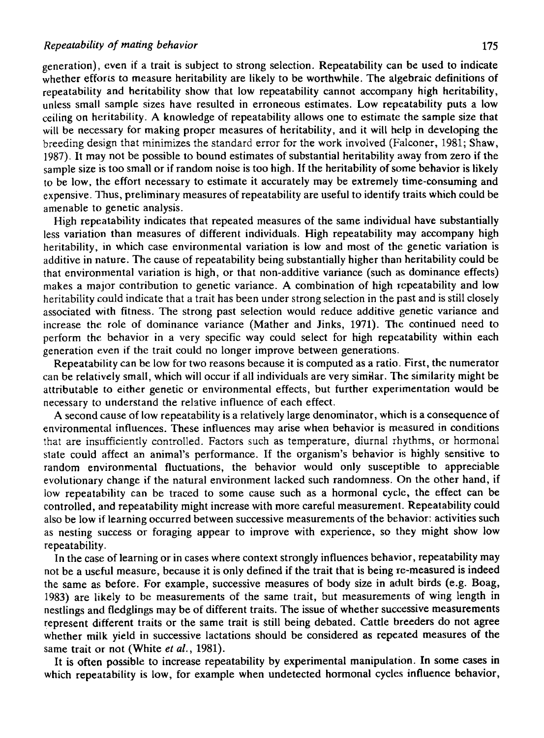generation), even if a trait is subject to strong selection. Repeatability can be used to indicate whether efforts to measure heritability are likely to be worthwhile. The algebraic definitions of repeatability and heritability show that low repeatability cannot accompany high heritability, unless small sample sizes have resulted in erroneous estimates. Low repeatability puts a low ceiling on heritability. A knowledge of repeatability allows one to estimate the sample size that will be necessary for making proper measures of heritability, and it will help in developing the breeding design that minimizes the standard error for the work involved (Falconer, 1981; Shaw, 1987). It may not be possible to bound estimates of substantial heritability away from zero if the sample size is too small or if random noise is too high. If the heritability of some behavior is likely to be low, the effort necessary to estimate it accurately may be extremely time-consuming and expensive. Thus, preliminary measures of repeatability are useful to identify traits which could be amenable to genetic analysis.

High repeatability indicates that repeated measures of the same individual have substantially less variation than measures of different individuals. High repeatability may accompany high heritability, in which case environmental variation is low and most of the genetic variation is additive in nature. The cause of repeatability being substantially higher than heritability could be that environmental variation is high, or that non-additive variance (such as dominance effects) makes a major contribution to genetic variance. A combination of high repeatability and low heritability could indicate that a trait has been under strong selection in the past and is still closely associated with fitness. The strong past selection would reduce additive genetic variance and increase the role of dominance variance (Mather and Jinks, 1971). The continued need to perform the behavior in a very specific way could select for high repeatability within each generation even if the trait could no longer improve between generations.

Repeatability can be low for two reasons because it is computed as a ratio. First, the numerator can be relatively small, which will occur if all individuals are very similar. The similarity might be attributable to either genetic or environmental effects, but further experimentation would be necessary to understand the relative influence of each effect.

A second cause of low repeatability is a relatively large denominator, which is a consequence of environmental influences. These influences may arise when behavior is measured in conditions that are insufficiently controlled. Factors such as temperature, diurnal rhythms, or hormonal state could affect an animal's performance. If the organism's behavior is highly sensitive to random environmental fluctuations, the behavior would only susceptible to appreciable evolutionary change if the natural environment lacked such randomness. On the other hand, if low repeatability can be traced to some cause such as a hormonal cycle, the effect can be controlled, and repeatability might increase with more careful measurement. Repeatability could also be low if learning occurred between successive measurements of the behavior: activities such as nesting success or foraging appear to improve with experience, so they might show low repeatability.

In the case of learning or in cases where context strongly influences behavior, repeatability may not be a useful measure, because it is only defined if the trait that is being re-measured is indeed the same as before. For example, successive measures of body size in adult birds (e.g. Boag, 1983) are likely to be measurements of the same trait, but measurements of wing length in nestlings and fledglings may be of different traits. The issue of whether successive measurements represent different traits or the same trait is still being debated. Cattle breeders do not agree whether milk yield in successive lactations should be considered as repeated measures of the same trait or not (White *et al.*, 1981).

It is often possible to increase repeatability by experimental manipulation. In some cases in which repeatability is low, for example when undetected hormonal cycles influence behavior,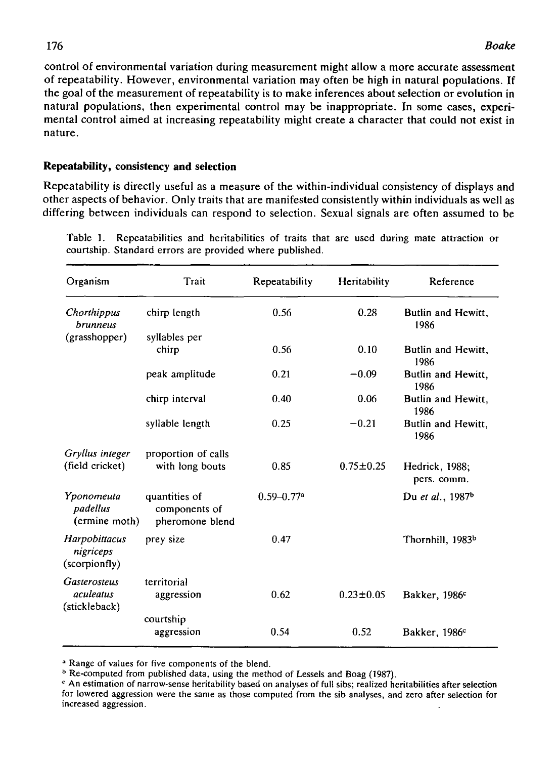control of environmental variation during measurement might allow a more accurate assessment of repeatability. However, environmental variation may often be high in natural populations. If the goal of the measurement of repeatability is to make inferences about selection or evolution in natural populations, then experimental control may be inappropriate. In some cases, experimental control aimed at increasing repeatability might create a character that could not exist in nature.

### Repeatability, consistency and selection

Repeatability is directly useful as a measure of the within-individual consistency of displays and other aspects of behavior. Only traits that are manifested consistently within individuals as well as differing between individuals can respond to selection. Sexual signals are often assumed to be

Table 1. Repeatabilities and heritabilities of traits that are used during mate attraction or courtship. Standard errors are provided where published.

| Organism | Trait | Repeatability | Heritability | Reference |
|---|---|---|---|---|
| *Chorthippus brunneus* (grasshopper) | chirp length | 0.56 | 0.28 | Butlin and Hewitt, 1986 |
| | syllables per chirp | 0.56 | 0.10 | Butlin and Hewitt, 1986 |
| | peak amplitude | 0.21 | −0.09 | Butlin and Hewitt, 1986 |
| | chirp interval | 0.40 | 0.06 | Butlin and Hewitt, 1986 |
| | syllable length | 0.25 | −0.21 | Butlin and Hewitt, 1986 |
| *Gryllus integer* (field cricket) | proportion of calls with long bouts | 0.85 | 0.75±0.25 | Hedrick, 1988; pers. comm. |
| *Yponomeuta padellus* (ermine moth) | quantities of components of pheromone blend | 0.59–0.77[a] | | Du *et al.*, 1987[b] |
| *Harpobittacus nigriceps* (scorpionfly) | prey size | 0.47 | | Thornhill, 1983[b] |
| *Gasterosteus aculeatus* (stickleback) | territorial aggression | 0.62 | 0.23±0.05 | Bakker, 1986[c] |
| | courtship aggression | 0.54 | 0.52 | Bakker, 1986[c] |

[a] Range of values for five components of the blend.

[b] Re-computed from published data, using the method of Lessels and Boag (1987).

[c] An estimation of narrow-sense heritability based on analyses of full sibs; realized heritabilities after selection for lowered aggression were the same as those computed from the sib analyses, and zero after selection for increased aggression.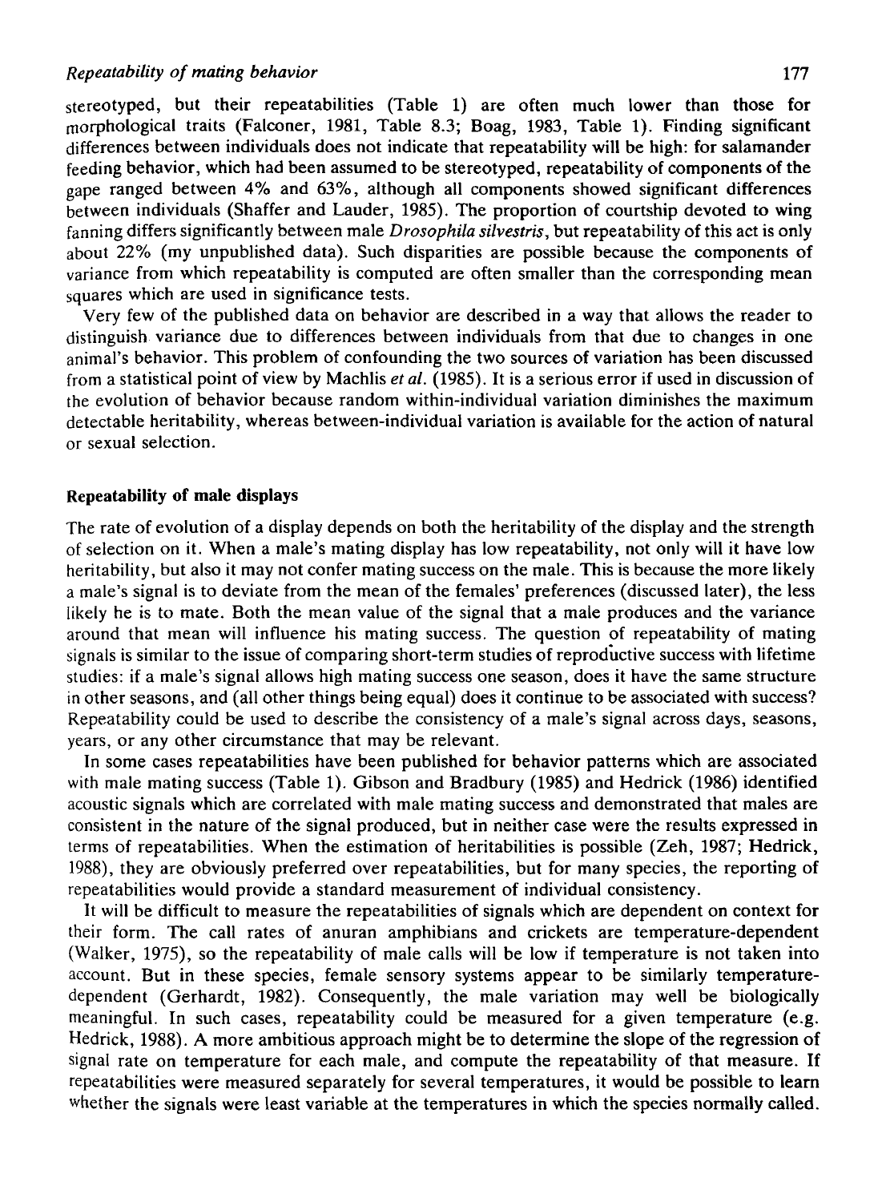stereotyped, but their repeatabilities (Table 1) are often much lower than those for morphological traits (Falconer, 1981, Table 8.3; Boag, 1983, Table 1). Finding significant differences between individuals does not indicate that repeatability will be high: for salamander feeding behavior, which had been assumed to be stereotyped, repeatability of components of the gape ranged between 4% and 63%, although all components showed significant differences between individuals (Shaffer and Lauder, 1985). The proportion of courtship devoted to wing fanning differs significantly between male *Drosophila silvestris*, but repeatability of this act is only about 22% (my unpublished data). Such disparities are possible because the components of variance from which repeatability is computed are often smaller than the corresponding mean squares which are used in significance tests.

Very few of the published data on behavior are described in a way that allows the reader to distinguish variance due to differences between individuals from that due to changes in one animal's behavior. This problem of confounding the two sources of variation has been discussed from a statistical point of view by Machlis *et al.* (1985). It is a serious error if used in discussion of the evolution of behavior because random within-individual variation diminishes the maximum detectable heritability, whereas between-individual variation is available for the action of natural or sexual selection.

### Repeatability of male displays

The rate of evolution of a display depends on both the heritability of the display and the strength of selection on it. When a male's mating display has low repeatability, not only will it have low heritability, but also it may not confer mating success on the male. This is because the more likely a male's signal is to deviate from the mean of the females' preferences (discussed later), the less likely he is to mate. Both the mean value of the signal that a male produces and the variance around that mean will influence his mating success. The question of repeatability of mating signals is similar to the issue of comparing short-term studies of reproductive success with lifetime studies: if a male's signal allows high mating success one season, does it have the same structure in other seasons, and (all other things being equal) does it continue to be associated with success? Repeatability could be used to describe the consistency of a male's signal across days, seasons, years, or any other circumstance that may be relevant.

In some cases repeatabilities have been published for behavior patterns which are associated with male mating success (Table 1). Gibson and Bradbury (1985) and Hedrick (1986) identified acoustic signals which are correlated with male mating success and demonstrated that males are consistent in the nature of the signal produced, but in neither case were the results expressed in terms of repeatabilities. When the estimation of heritabilities is possible (Zeh, 1987; Hedrick, 1988), they are obviously preferred over repeatabilities, but for many species, the reporting of repeatabilities would provide a standard measurement of individual consistency.

It will be difficult to measure the repeatabilities of signals which are dependent on context for their form. The call rates of anuran amphibians and crickets are temperature-dependent (Walker, 1975), so the repeatability of male calls will be low if temperature is not taken into account. But in these species, female sensory systems appear to be similarly temperature-dependent (Gerhardt, 1982). Consequently, the male variation may well be biologically meaningful. In such cases, repeatability could be measured for a given temperature (e.g. Hedrick, 1988). A more ambitious approach might be to determine the slope of the regression of signal rate on temperature for each male, and compute the repeatability of that measure. If repeatabilities were measured separately for several temperatures, it would be possible to learn whether the signals were least variable at the temperatures in which the species normally called.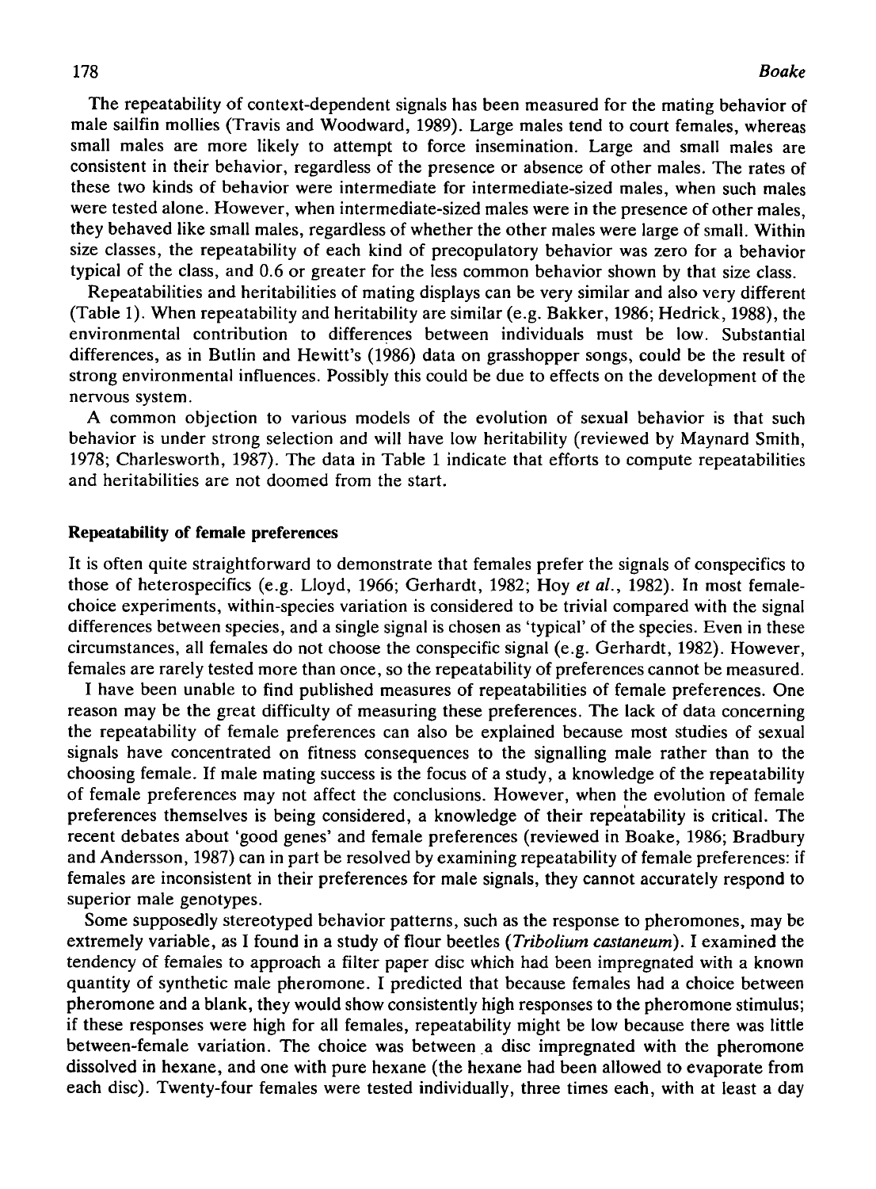The repeatability of context-dependent signals has been measured for the mating behavior of male sailfin mollies (Travis and Woodward, 1989). Large males tend to court females, whereas small males are more likely to attempt to force insemination. Large and small males are consistent in their behavior, regardless of the presence or absence of other males. The rates of these two kinds of behavior were intermediate for intermediate-sized males, when such males were tested alone. However, when intermediate-sized males were in the presence of other males, they behaved like small males, regardless of whether the other males were large of small. Within size classes, the repeatability of each kind of precopulatory behavior was zero for a behavior typical of the class, and 0.6 or greater for the less common behavior shown by that size class.

Repeatabilities and heritabilities of mating displays can be very similar and also very different (Table 1). When repeatability and heritability are similar (e.g. Bakker, 1986; Hedrick, 1988), the environmental contribution to differences between individuals must be low. Substantial differences, as in Butlin and Hewitt's (1986) data on grasshopper songs, could be the result of strong environmental influences. Possibly this could be due to effects on the development of the nervous system.

A common objection to various models of the evolution of sexual behavior is that such behavior is under strong selection and will have low heritability (reviewed by Maynard Smith, 1978; Charlesworth, 1987). The data in Table 1 indicate that efforts to compute repeatabilities and heritabilities are not doomed from the start.

### Repeatability of female preferences

It is often quite straightforward to demonstrate that females prefer the signals of conspecifics to those of heterospecifics (e.g. Lloyd, 1966; Gerhardt, 1982; Hoy *et al.*, 1982). In most female-choice experiments, within-species variation is considered to be trivial compared with the signal differences between species, and a single signal is chosen as 'typical' of the species. Even in these circumstances, all females do not choose the conspecific signal (e.g. Gerhardt, 1982). However, females are rarely tested more than once, so the repeatability of preferences cannot be measured.

I have been unable to find published measures of repeatabilities of female preferences. One reason may be the great difficulty of measuring these preferences. The lack of data concerning the repeatability of female preferences can also be explained because most studies of sexual signals have concentrated on fitness consequences to the signalling male rather than to the choosing female. If male mating success is the focus of a study, a knowledge of the repeatability of female preferences may not affect the conclusions. However, when the evolution of female preferences themselves is being considered, a knowledge of their repeatability is critical. The recent debates about 'good genes' and female preferences (reviewed in Boake, 1986; Bradbury and Andersson, 1987) can in part be resolved by examining repeatability of female preferences: if females are inconsistent in their preferences for male signals, they cannot accurately respond to superior male genotypes.

Some supposedly stereotyped behavior patterns, such as the response to pheromones, may be extremely variable, as I found in a study of flour beetles (*Tribolium castaneum*). I examined the tendency of females to approach a filter paper disc which had been impregnated with a known quantity of synthetic male pheromone. I predicted that because females had a choice between pheromone and a blank, they would show consistently high responses to the pheromone stimulus; if these responses were high for all females, repeatability might be low because there was little between-female variation. The choice was between a disc impregnated with the pheromone dissolved in hexane, and one with pure hexane (the hexane had been allowed to evaporate from each disc). Twenty-four females were tested individually, three times each, with at least a day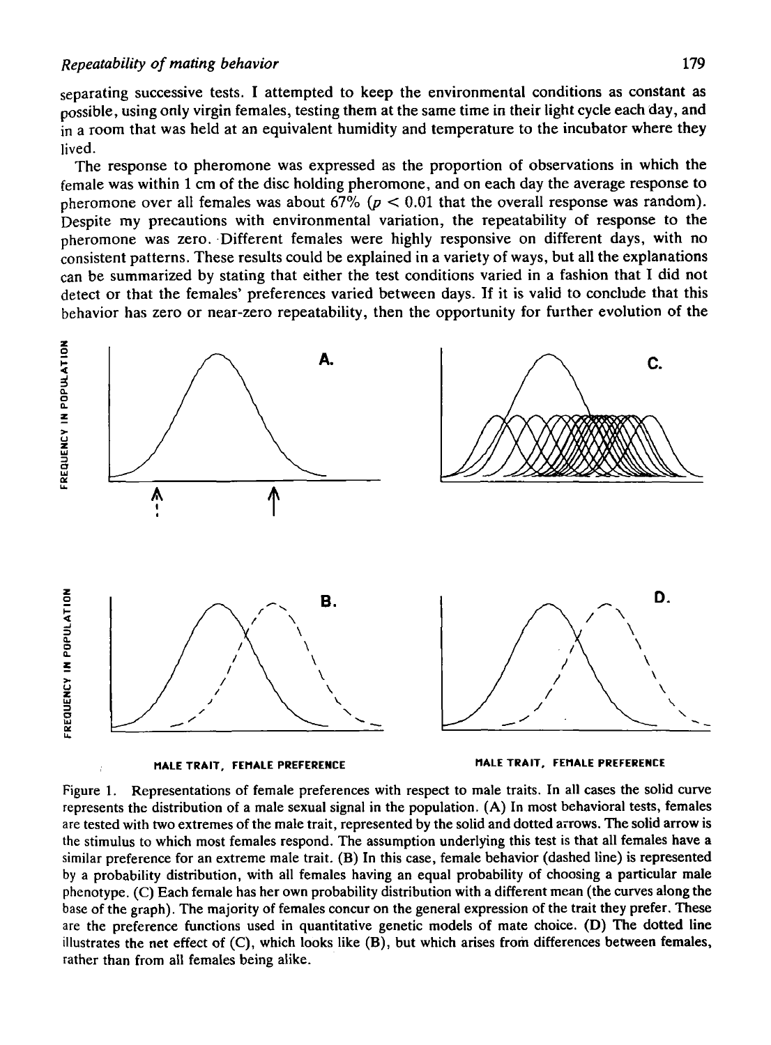separating successive tests. I attempted to keep the environmental conditions as constant as possible, using only virgin females, testing them at the same time in their light cycle each day, and in a room that was held at an equivalent humidity and temperature to the incubator where they lived.

The response to pheromone was expressed as the proportion of observations in which the female was within 1 cm of the disc holding pheromone, and on each day the average response to pheromone over all females was about 67% ($p < 0.01$ that the overall response was random). Despite my precautions with environmental variation, the repeatability of response to the pheromone was zero. Different females were highly responsive on different days, with no consistent patterns. These results could be explained in a variety of ways, but all the explanations can be summarized by stating that either the test conditions varied in a fashion that I did not detect or that the females' preferences varied between days. If it is valid to conclude that this behavior has zero or near-zero repeatability, then the opportunity for further evolution of the

Figure 1. Representations of female preferences with respect to male traits. In all cases the solid curve represents the distribution of a male sexual signal in the population. (A) In most behavioral tests, females are tested with two extremes of the male trait, represented by the solid and dotted arrows. The solid arrow is the stimulus to which most females respond. The assumption underlying this test is that all females have a similar preference for an extreme male trait. (B) In this case, female behavior (dashed line) is represented by a probability distribution, with all females having an equal probability of choosing a particular male phenotype. (C) Each female has her own probability distribution with a different mean (the curves along the base of the graph). The majority of females concur on the general expression of the trait they prefer. These are the preference functions used in quantitative genetic models of mate choice. (D) The dotted line illustrates the net effect of (C), which looks like (B), but which arises from differences between females, rather than from all females being alike.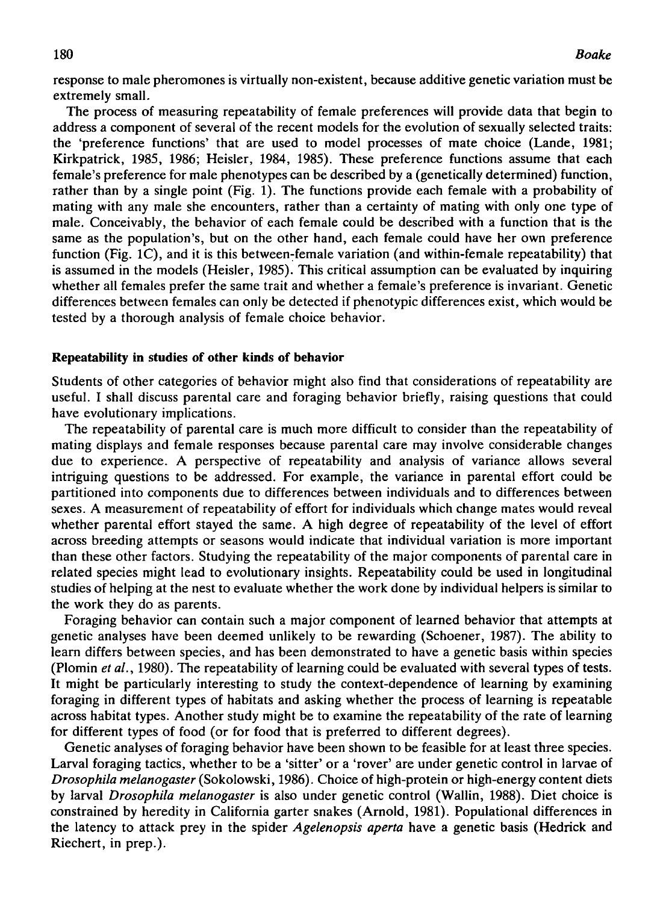response to male pheromones is virtually non-existent, because additive genetic variation must be extremely small.

The process of measuring repeatability of female preferences will provide data that begin to address a component of several of the recent models for the evolution of sexually selected traits: the 'preference functions' that are used to model processes of mate choice (Lande, 1981; Kirkpatrick, 1985, 1986; Heisler, 1984, 1985). These preference functions assume that each female's preference for male phenotypes can be described by a (genetically determined) function, rather than by a single point (Fig. 1). The functions provide each female with a probability of mating with any male she encounters, rather than a certainty of mating with only one type of male. Conceivably, the behavior of each female could be described with a function that is the same as the population's, but on the other hand, each female could have her own preference function (Fig. 1C), and it is this between-female variation (and within-female repeatability) that is assumed in the models (Heisler, 1985). This critical assumption can be evaluated by inquiring whether all females prefer the same trait and whether a female's preference is invariant. Genetic differences between females can only be detected if phenotypic differences exist, which would be tested by a thorough analysis of female choice behavior.

### Repeatability in studies of other kinds of behavior

Students of other categories of behavior might also find that considerations of repeatability are useful. I shall discuss parental care and foraging behavior briefly, raising questions that could have evolutionary implications.

The repeatability of parental care is much more difficult to consider than the repeatability of mating displays and female responses because parental care may involve considerable changes due to experience. A perspective of repeatability and analysis of variance allows several intriguing questions to be addressed. For example, the variance in parental effort could be partitioned into components due to differences between individuals and to differences between sexes. A measurement of repeatability of effort for individuals which change mates would reveal whether parental effort stayed the same. A high degree of repeatability of the level of effort across breeding attempts or seasons would indicate that individual variation is more important than these other factors. Studying the repeatability of the major components of parental care in related species might lead to evolutionary insights. Repeatability could be used in longitudinal studies of helping at the nest to evaluate whether the work done by individual helpers is similar to the work they do as parents.

Foraging behavior can contain such a major component of learned behavior that attempts at genetic analyses have been deemed unlikely to be rewarding (Schoener, 1987). The ability to learn differs between species, and has been demonstrated to have a genetic basis within species (Plomin *et al.*, 1980). The repeatability of learning could be evaluated with several types of tests. It might be particularly interesting to study the context-dependence of learning by examining foraging in different types of habitats and asking whether the process of learning is repeatable across habitat types. Another study might be to examine the repeatability of the rate of learning for different types of food (or for food that is preferred to different degrees).

Genetic analyses of foraging behavior have been shown to be feasible for at least three species. Larval foraging tactics, whether to be a 'sitter' or a 'rover' are under genetic control in larvae of *Drosophila melanogaster* (Sokolowski, 1986). Choice of high-protein or high-energy content diets by larval *Drosophila melanogaster* is also under genetic control (Wallin, 1988). Diet choice is constrained by heredity in California garter snakes (Arnold, 1981). Populational differences in the latency to attack prey in the spider *Agelenopsis aperta* have a genetic basis (Hedrick and Riechert, in prep.).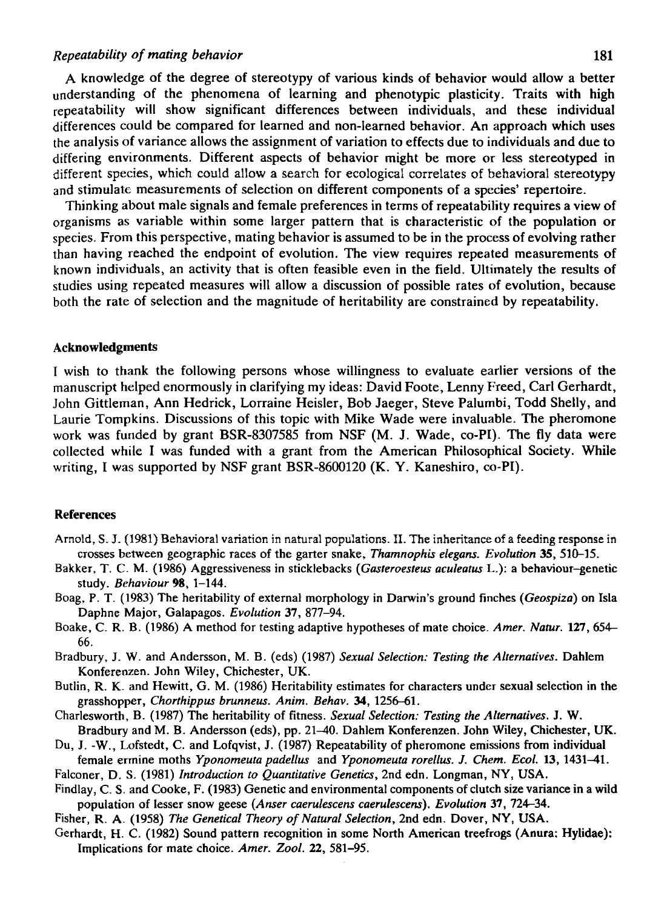A knowledge of the degree of stereotypy of various kinds of behavior would allow a better understanding of the phenomena of learning and phenotypic plasticity. Traits with high repeatability will show significant differences between individuals, and these individual differences could be compared for learned and non-learned behavior. An approach which uses the analysis of variance allows the assignment of variation to effects due to individuals and due to differing environments. Different aspects of behavior might be more or less stereotyped in different species, which could allow a search for ecological correlates of behavioral stereotypy and stimulate measurements of selection on different components of a species' repertoire.

Thinking about male signals and female preferences in terms of repeatability requires a view of organisms as variable within some larger pattern that is characteristic of the population or species. From this perspective, mating behavior is assumed to be in the process of evolving rather than having reached the endpoint of evolution. The view requires repeated measurements of known individuals, an activity that is often feasible even in the field. Ultimately the results of studies using repeated measures will allow a discussion of possible rates of evolution, because both the rate of selection and the magnitude of heritability are constrained by repeatability.

## Acknowledgments

I wish to thank the following persons whose willingness to evaluate earlier versions of the manuscript helped enormously in clarifying my ideas: David Foote, Lenny Freed, Carl Gerhardt, John Gittleman, Ann Hedrick, Lorraine Heisler, Bob Jaeger, Steve Palumbi, Todd Shelly, and Laurie Tompkins. Discussions of this topic with Mike Wade were invaluable. The pheromone work was funded by grant BSR-8307585 from NSF (M. J. Wade, co-PI). The fly data were collected while I was funded with a grant from the American Philosophical Society. While writing, I was supported by NSF grant BSR-8600120 (K. Y. Kaneshiro, co-PI).

## References

Arnold, S. J. (1981) Behavioral variation in natural populations. II. The inheritance of a feeding response in crosses between geographic races of the garter snake, *Thamnophis elegans*. *Evolution* **35**, 510–15.

Bakker, T. C. M. (1986) Aggressiveness in sticklebacks (*Gasteroesteus aculeatus* L.): a behaviour–genetic study. *Behaviour* **98**, 1–144.

Boag, P. T. (1983) The heritability of external morphology in Darwin's ground finches (*Geospiza*) on Isla Daphne Major, Galapagos. *Evolution* **37**, 877–94.

Boake, C. R. B. (1986) A method for testing adaptive hypotheses of mate choice. *Amer. Natur.* **127**, 654–66.

Bradbury, J. W. and Andersson, M. B. (eds) (1987) *Sexual Selection: Testing the Alternatives*. Dahlem Konferenzen. John Wiley, Chichester, UK.

Butlin, R. K. and Hewitt, G. M. (1986) Heritability estimates for characters under sexual selection in the grasshopper, *Chorthippus brunneus*. *Anim. Behav.* **34**, 1256–61.

Charlesworth, B. (1987) The heritability of fitness. *Sexual Selection: Testing the Alternatives*. J. W. Bradbury and M. B. Andersson (eds), pp. 21–40. Dahlem Konferenzen. John Wiley, Chichester, UK.

Du, J. -W., Lofstedt, C. and Lofqvist, J. (1987) Repeatability of pheromone emissions from individual female ermine moths *Yponomeuta padellus* and *Yponomeuta rorellus*. *J. Chem. Ecol.* **13**, 1431–41.

Falconer, D. S. (1981) *Introduction to Quantitative Genetics*, 2nd edn. Longman, NY, USA.

Findlay, C. S. and Cooke, F. (1983) Genetic and environmental components of clutch size variance in a wild population of lesser snow geese (*Anser caerulescens caerulescens*). *Evolution* **37**, 724–34.

Fisher, R. A. (1958) *The Genetical Theory of Natural Selection*, 2nd edn. Dover, NY, USA.

Gerhardt, H. C. (1982) Sound pattern recognition in some North American treefrogs (Anura: Hylidae): Implications for mate choice. *Amer. Zool.* **22**, 581–95.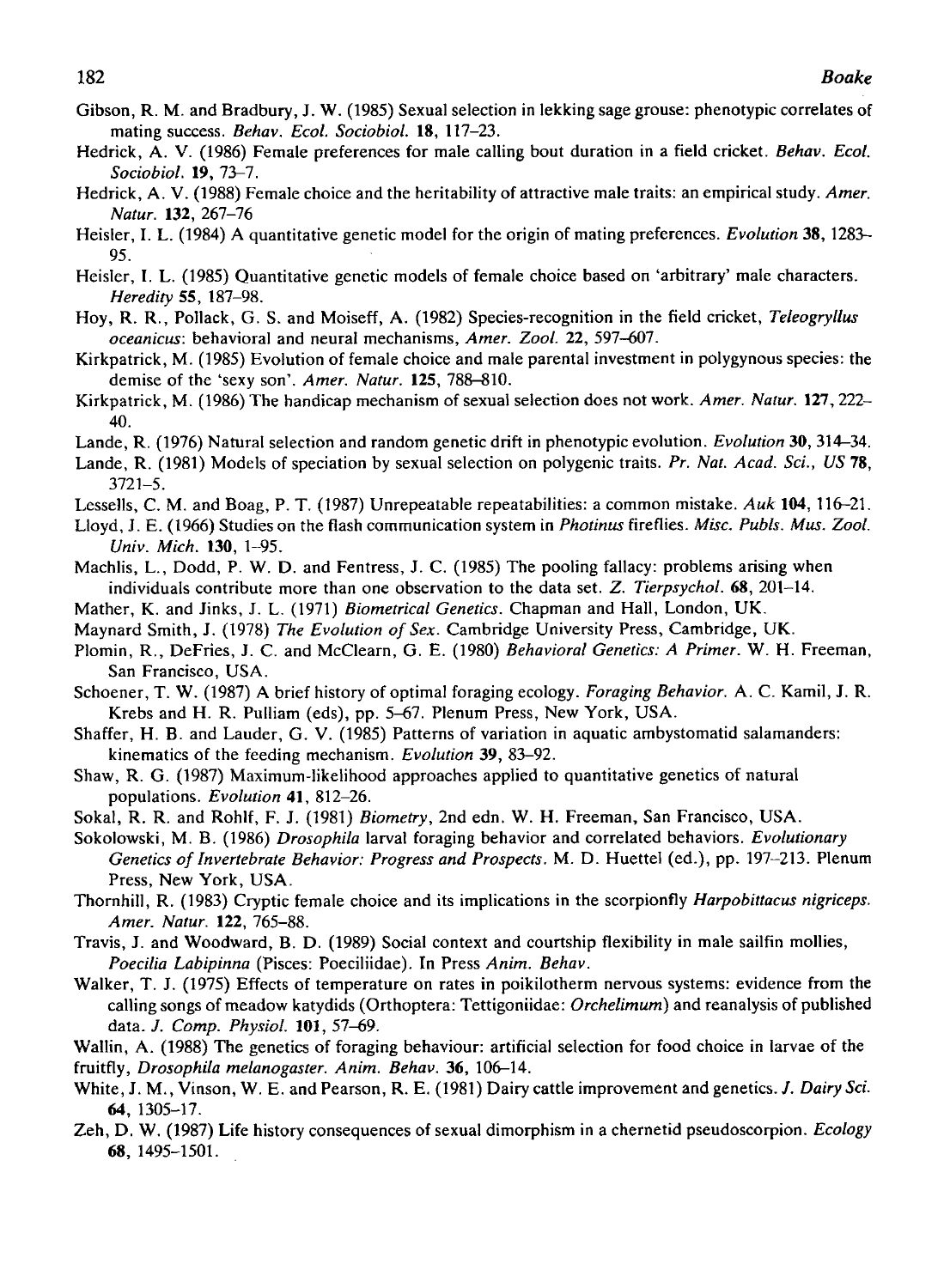Gibson, R. M. and Bradbury, J. W. (1985) Sexual selection in lekking sage grouse: phenotypic correlates of mating success. *Behav. Ecol. Sociobiol.* **18**, 117–23.

Hedrick, A. V. (1986) Female preferences for male calling bout duration in a field cricket. *Behav. Ecol. Sociobiol.* **19**, 73–7.

Hedrick, A. V. (1988) Female choice and the heritability of attractive male traits: an empirical study. *Amer. Natur.* **132**, 267–76

Heisler, I. L. (1984) A quantitative genetic model for the origin of mating preferences. *Evolution* **38**, 1283–95.

Heisler, I. L. (1985) Quantitative genetic models of female choice based on 'arbitrary' male characters. *Heredity* **55**, 187–98.

Hoy, R. R., Pollack, G. S. and Moiseff, A. (1982) Species-recognition in the field cricket, *Teleogryllus oceanicus*: behavioral and neural mechanisms, *Amer. Zool.* **22**, 597–607.

Kirkpatrick, M. (1985) Evolution of female choice and male parental investment in polygynous species: the demise of the 'sexy son'. *Amer. Natur.* **125**, 788–810.

Kirkpatrick, M. (1986) The handicap mechanism of sexual selection does not work. *Amer. Natur.* **127**, 222–40.

Lande, R. (1976) Natural selection and random genetic drift in phenotypic evolution. *Evolution* **30**, 314–34.

Lande, R. (1981) Models of speciation by sexual selection on polygenic traits. *Pr. Nat. Acad. Sci., US* **78**, 3721–5.

Lessells, C. M. and Boag, P. T. (1987) Unrepeatable repeatabilities: a common mistake. *Auk* **104**, 116–21.

Lloyd, J. E. (1966) Studies on the flash communication system in *Photinus* fireflies. *Misc. Publs. Mus. Zool. Univ. Mich.* **130**, 1–95.

Machlis, L., Dodd, P. W. D. and Fentress, J. C. (1985) The pooling fallacy: problems arising when individuals contribute more than one observation to the data set. *Z. Tierpsychol.* **68**, 201–14.

Mather, K. and Jinks, J. L. (1971) *Biometrical Genetics*. Chapman and Hall, London, UK.

Maynard Smith, J. (1978) *The Evolution of Sex*. Cambridge University Press, Cambridge, UK.

Plomin, R., DeFries, J. C. and McClearn, G. E. (1980) *Behavioral Genetics: A Primer*. W. H. Freeman, San Francisco, USA.

Schoener, T. W. (1987) A brief history of optimal foraging ecology. *Foraging Behavior*. A. C. Kamil, J. R. Krebs and H. R. Pulliam (eds), pp. 5–67. Plenum Press, New York, USA.

Shaffer, H. B. and Lauder, G. V. (1985) Patterns of variation in aquatic ambystomatid salamanders: kinematics of the feeding mechanism. *Evolution* **39**, 83–92.

Shaw, R. G. (1987) Maximum-likelihood approaches applied to quantitative genetics of natural populations. *Evolution* **41**, 812–26.

Sokal, R. R. and Rohlf, F. J. (1981) *Biometry*, 2nd edn. W. H. Freeman, San Francisco, USA.

Sokolowski, M. B. (1986) *Drosophila* larval foraging behavior and correlated behaviors. *Evolutionary Genetics of Invertebrate Behavior: Progress and Prospects*. M. D. Huettel (ed.), pp. 197–213. Plenum Press, New York, USA.

Thornhill, R. (1983) Cryptic female choice and its implications in the scorpionfly *Harpobittacus nigriceps*. *Amer. Natur.* **122**, 765–88.

Travis, J. and Woodward, B. D. (1989) Social context and courtship flexibility in male sailfin mollies, *Poecilia Labipinna* (Pisces: Poeciliidae). In Press *Anim. Behav*.

Walker, T. J. (1975) Effects of temperature on rates in poikilotherm nervous systems: evidence from the calling songs of meadow katydids (Orthoptera: Tettigoniidae: *Orchelimum*) and reanalysis of published data. *J. Comp. Physiol.* **101**, 57–69.

Wallin, A. (1988) The genetics of foraging behaviour: artificial selection for food choice in larvae of the fruitfly, *Drosophila melanogaster*. *Anim. Behav.* **36**, 106–14.

White, J. M., Vinson, W. E. and Pearson, R. E. (1981) Dairy cattle improvement and genetics. *J. Dairy Sci.* **64**, 1305–17.

Zeh, D. W. (1987) Life history consequences of sexual dimorphism in a chernetid pseudoscorpion. *Ecology* **68**, 1495–1501.